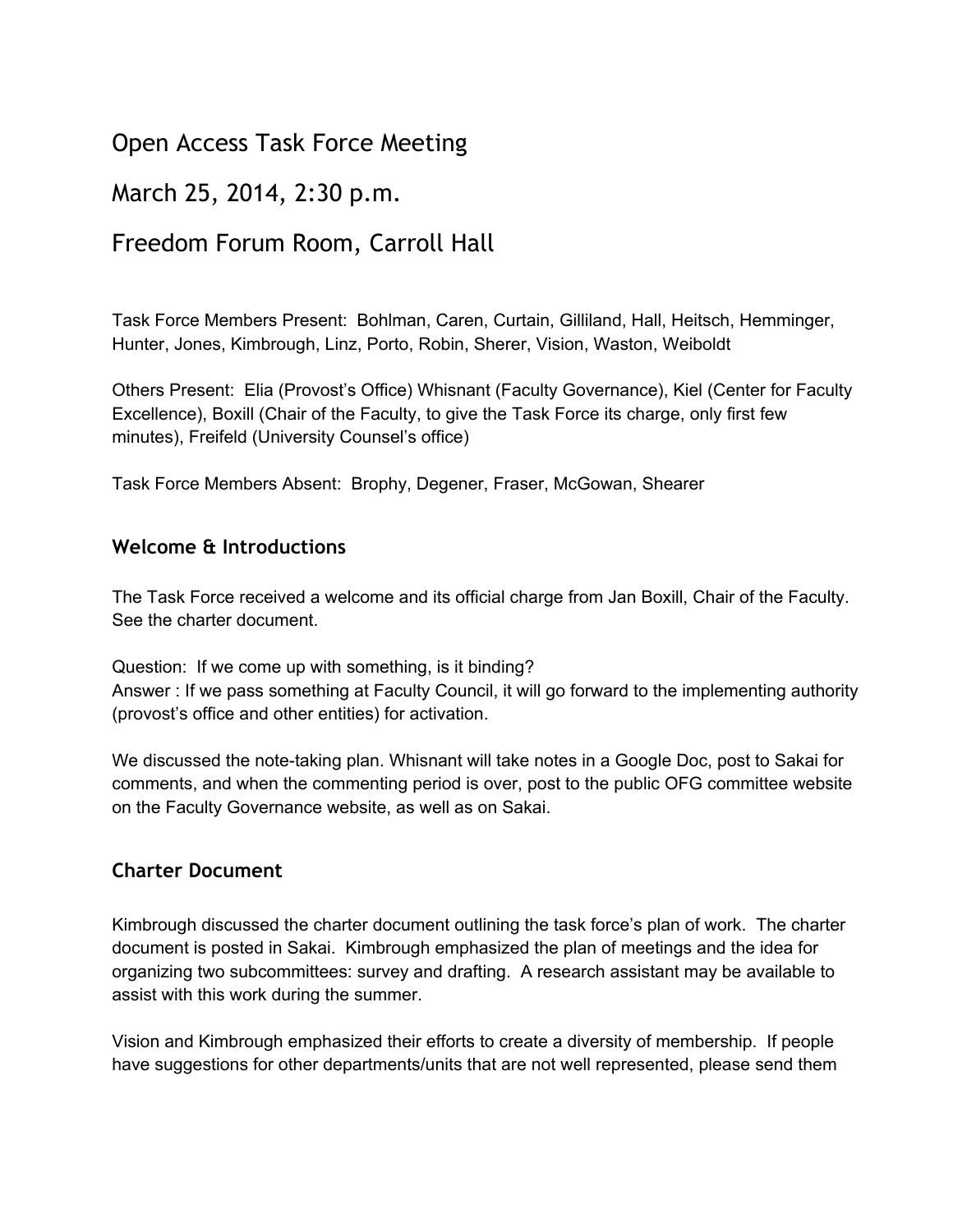# Open Access Task Force Meeting

# March 25, 2014, 2:30 p.m.

# Freedom Forum Room, Carroll Hall

Task Force Members Present: Bohlman, Caren, Curtain, Gilliland, Hall, Heitsch, Hemminger, Hunter, Jones, Kimbrough, Linz, Porto, Robin, Sherer, Vision, Waston, Weiboldt

Others Present: Elia (Provost's Office) Whisnant (Faculty Governance), Kiel (Center for Faculty Excellence), Boxill (Chair of the Faculty, to give the Task Force its charge, only first few minutes), Freifeld (University Counsel's office)

Task Force Members Absent: Brophy, Degener, Fraser, McGowan, Shearer

### Welcome & Introductions

The Task Force received a welcome and its official charge from Jan Boxill, Chair of the Faculty. See the charter document.

Question: If we come up with something, is it binding?
Answer : If we pass something at Faculty Council, it will go forward to the implementing authority (provost's office and other entities) for activation.

We discussed the note-taking plan. Whisnant will take notes in a Google Doc, post to Sakai for comments, and when the commenting period is over, post to the public OFG committee website on the Faculty Governance website, as well as on Sakai.

### Charter Document

Kimbrough discussed the charter document outlining the task force's plan of work. The charter document is posted in Sakai. Kimbrough emphasized the plan of meetings and the idea for organizing two subcommittees: survey and drafting. A research assistant may be available to assist with this work during the summer.

Vision and Kimbrough emphasized their efforts to create a diversity of membership. If people have suggestions for other departments/units that are not well represented, please send them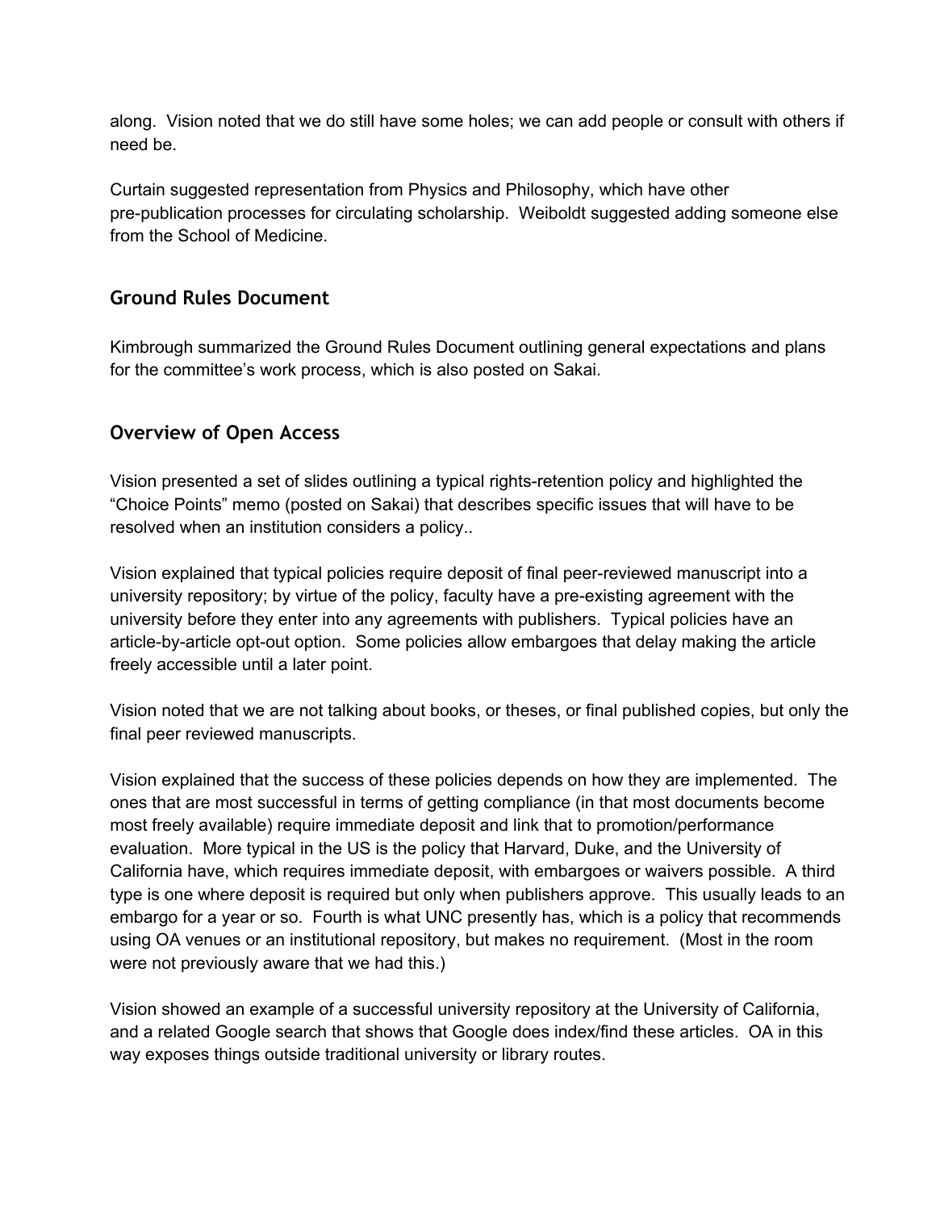along. Vision noted that we do still have some holes; we can add people or consult with others if need be.

Curtain suggested representation from Physics and Philosophy, which have other pre-publication processes for circulating scholarship. Weiboldt suggested adding someone else from the School of Medicine.

## Ground Rules Document

Kimbrough summarized the Ground Rules Document outlining general expectations and plans for the committee's work process, which is also posted on Sakai.

## Overview of Open Access

Vision presented a set of slides outlining a typical rights-retention policy and highlighted the "Choice Points" memo (posted on Sakai) that describes specific issues that will have to be resolved when an institution considers a policy..

Vision explained that typical policies require deposit of final peer-reviewed manuscript into a university repository; by virtue of the policy, faculty have a pre-existing agreement with the university before they enter into any agreements with publishers. Typical policies have an article-by-article opt-out option. Some policies allow embargoes that delay making the article freely accessible until a later point.

Vision noted that we are not talking about books, or theses, or final published copies, but only the final peer reviewed manuscripts.

Vision explained that the success of these policies depends on how they are implemented. The ones that are most successful in terms of getting compliance (in that most documents become most freely available) require immediate deposit and link that to promotion/performance evaluation. More typical in the US is the policy that Harvard, Duke, and the University of California have, which requires immediate deposit, with embargoes or waivers possible. A third type is one where deposit is required but only when publishers approve. This usually leads to an embargo for a year or so. Fourth is what UNC presently has, which is a policy that recommends using OA venues or an institutional repository, but makes no requirement. (Most in the room were not previously aware that we had this.)

Vision showed an example of a successful university repository at the University of California, and a related Google search that shows that Google does index/find these articles. OA in this way exposes things outside traditional university or library routes.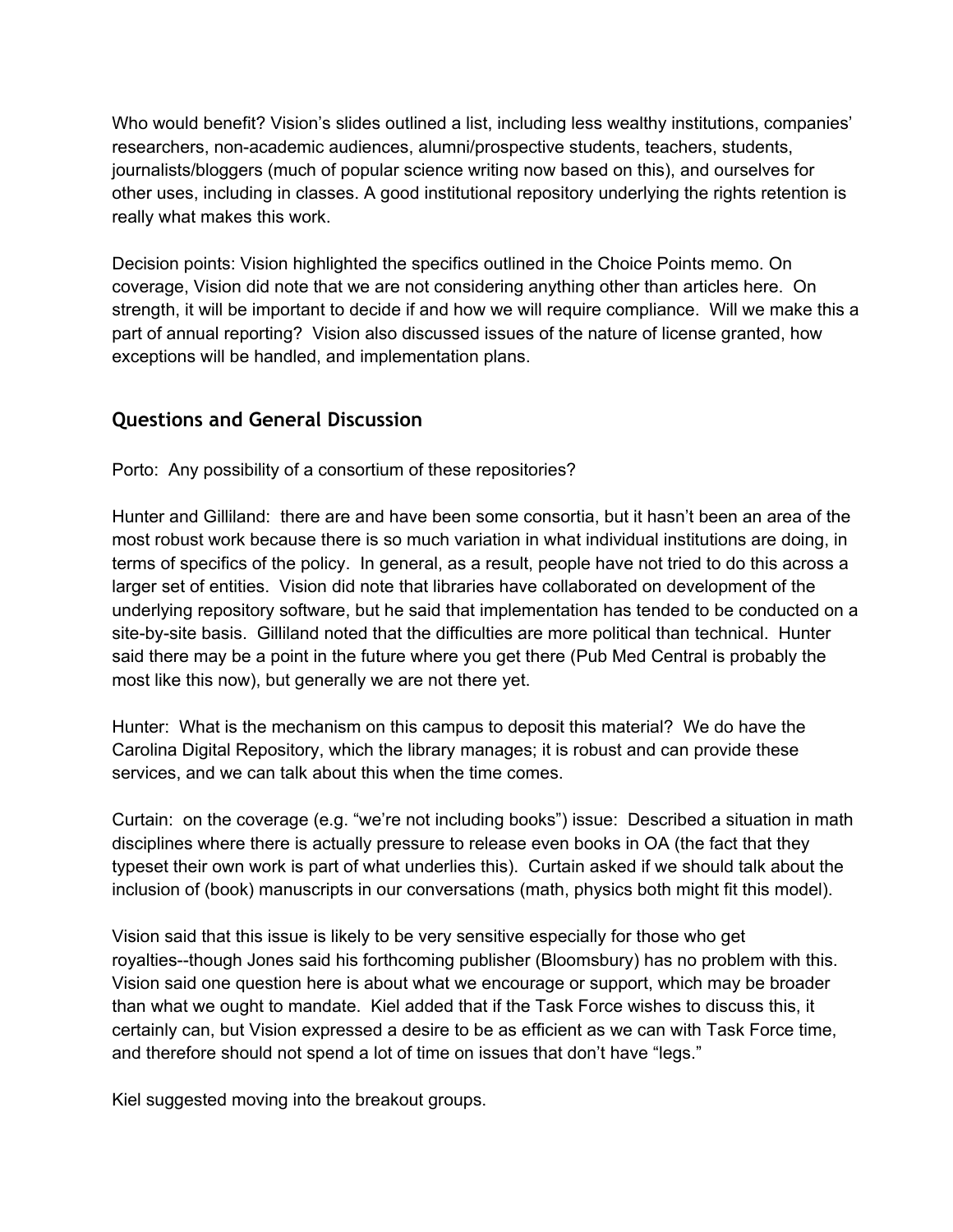Who would benefit? Vision's slides outlined a list, including less wealthy institutions, companies' researchers, non-academic audiences, alumni/prospective students, teachers, students, journalists/bloggers (much of popular science writing now based on this), and ourselves for other uses, including in classes. A good institutional repository underlying the rights retention is really what makes this work.

Decision points: Vision highlighted the specifics outlined in the Choice Points memo. On coverage, Vision did note that we are not considering anything other than articles here. On strength, it will be important to decide if and how we will require compliance. Will we make this a part of annual reporting? Vision also discussed issues of the nature of license granted, how exceptions will be handled, and implementation plans.

## Questions and General Discussion

Porto: Any possibility of a consortium of these repositories?

Hunter and Gilliland: there are and have been some consortia, but it hasn't been an area of the most robust work because there is so much variation in what individual institutions are doing, in terms of specifics of the policy. In general, as a result, people have not tried to do this across a larger set of entities. Vision did note that libraries have collaborated on development of the underlying repository software, but he said that implementation has tended to be conducted on a site-by-site basis. Gilliland noted that the difficulties are more political than technical. Hunter said there may be a point in the future where you get there (Pub Med Central is probably the most like this now), but generally we are not there yet.

Hunter: What is the mechanism on this campus to deposit this material? We do have the Carolina Digital Repository, which the library manages; it is robust and can provide these services, and we can talk about this when the time comes.

Curtain: on the coverage (e.g. "we're not including books") issue: Described a situation in math disciplines where there is actually pressure to release even books in OA (the fact that they typeset their own work is part of what underlies this). Curtain asked if we should talk about the inclusion of (book) manuscripts in our conversations (math, physics both might fit this model).

Vision said that this issue is likely to be very sensitive especially for those who get royalties--though Jones said his forthcoming publisher (Bloomsbury) has no problem with this. Vision said one question here is about what we encourage or support, which may be broader than what we ought to mandate. Kiel added that if the Task Force wishes to discuss this, it certainly can, but Vision expressed a desire to be as efficient as we can with Task Force time, and therefore should not spend a lot of time on issues that don't have "legs."

Kiel suggested moving into the breakout groups.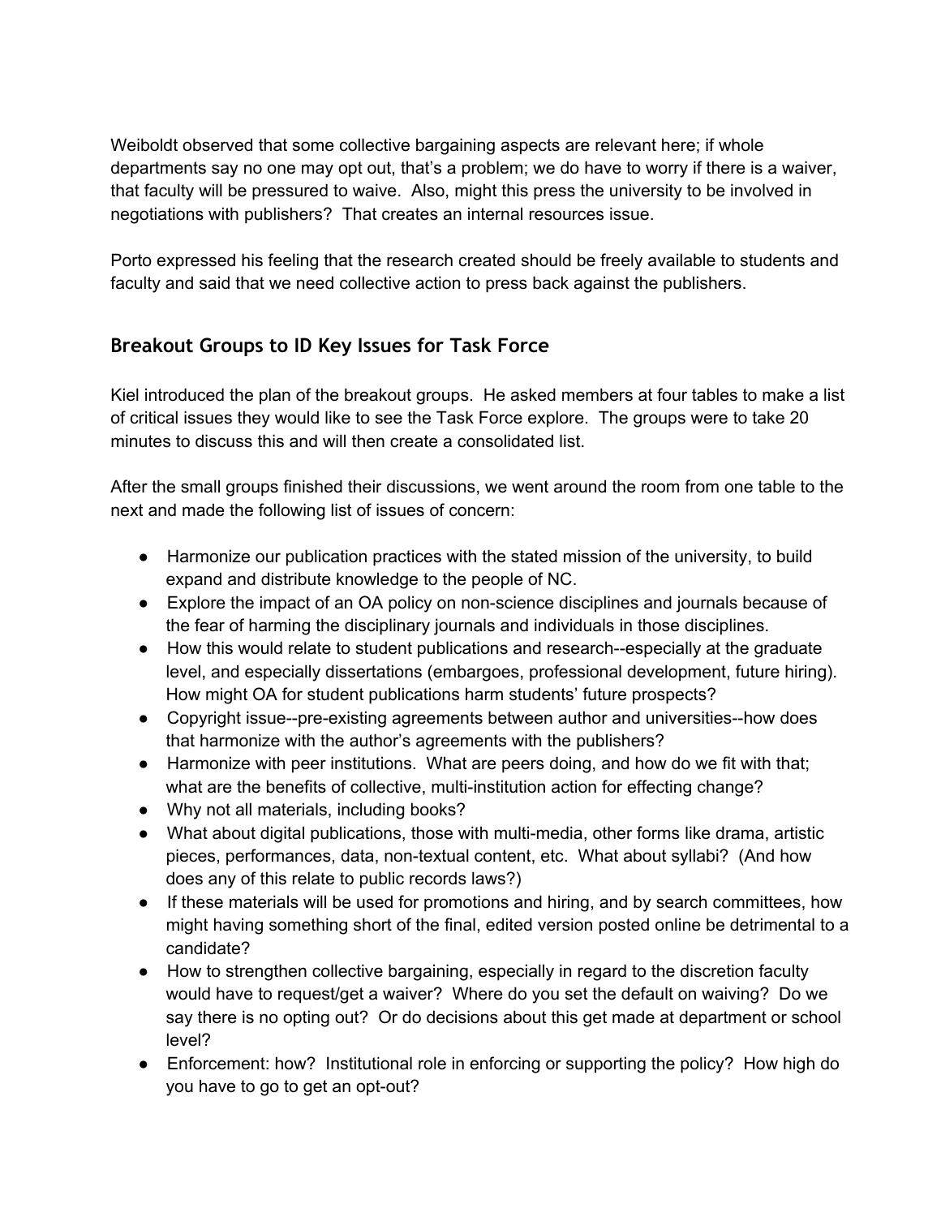Weiboldt observed that some collective bargaining aspects are relevant here; if whole departments say no one may opt out, that's a problem; we do have to worry if there is a waiver, that faculty will be pressured to waive. Also, might this press the university to be involved in negotiations with publishers? That creates an internal resources issue.

Porto expressed his feeling that the research created should be freely available to students and faculty and said that we need collective action to press back against the publishers.

## Breakout Groups to ID Key Issues for Task Force

Kiel introduced the plan of the breakout groups. He asked members at four tables to make a list of critical issues they would like to see the Task Force explore. The groups were to take 20 minutes to discuss this and will then create a consolidated list.

After the small groups finished their discussions, we went around the room from one table to the next and made the following list of issues of concern:

- Harmonize our publication practices with the stated mission of the university, to build expand and distribute knowledge to the people of NC.
- Explore the impact of an OA policy on non-science disciplines and journals because of the fear of harming the disciplinary journals and individuals in those disciplines.
- How this would relate to student publications and research--especially at the graduate level, and especially dissertations (embargoes, professional development, future hiring). How might OA for student publications harm students' future prospects?
- Copyright issue--pre-existing agreements between author and universities--how does that harmonize with the author's agreements with the publishers?
- Harmonize with peer institutions. What are peers doing, and how do we fit with that; what are the benefits of collective, multi-institution action for effecting change?
- Why not all materials, including books?
- What about digital publications, those with multi-media, other forms like drama, artistic pieces, performances, data, non-textual content, etc. What about syllabi? (And how does any of this relate to public records laws?)
- If these materials will be used for promotions and hiring, and by search committees, how might having something short of the final, edited version posted online be detrimental to a candidate?
- How to strengthen collective bargaining, especially in regard to the discretion faculty would have to request/get a waiver? Where do you set the default on waiving? Do we say there is no opting out? Or do decisions about this get made at department or school level?
- Enforcement: how? Institutional role in enforcing or supporting the policy? How high do you have to go to get an opt-out?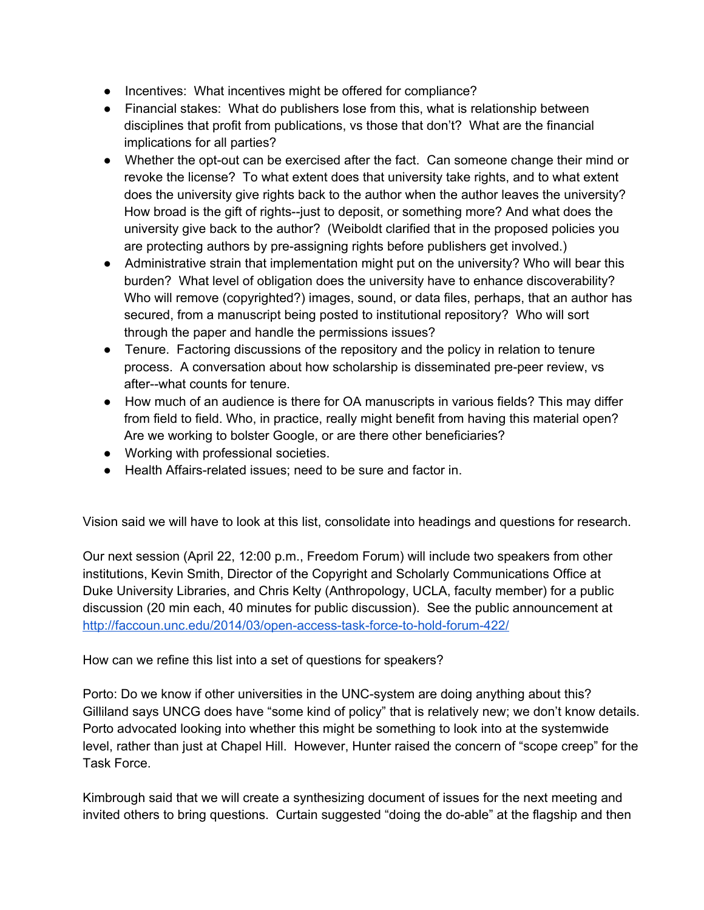- Incentives: What incentives might be offered for compliance?
- Financial stakes: What do publishers lose from this, what is relationship between disciplines that profit from publications, vs those that don't? What are the financial implications for all parties?
- Whether the opt-out can be exercised after the fact. Can someone change their mind or revoke the license? To what extent does that university take rights, and to what extent does the university give rights back to the author when the author leaves the university? How broad is the gift of rights--just to deposit, or something more? And what does the university give back to the author? (Weiboldt clarified that in the proposed policies you are protecting authors by pre-assigning rights before publishers get involved.)
- Administrative strain that implementation might put on the university? Who will bear this burden? What level of obligation does the university have to enhance discoverability? Who will remove (copyrighted?) images, sound, or data files, perhaps, that an author has secured, from a manuscript being posted to institutional repository? Who will sort through the paper and handle the permissions issues?
- Tenure. Factoring discussions of the repository and the policy in relation to tenure process. A conversation about how scholarship is disseminated pre-peer review, vs after--what counts for tenure.
- How much of an audience is there for OA manuscripts in various fields? This may differ from field to field. Who, in practice, really might benefit from having this material open? Are we working to bolster Google, or are there other beneficiaries?
- Working with professional societies.
- Health Affairs-related issues; need to be sure and factor in.

Vision said we will have to look at this list, consolidate into headings and questions for research.

Our next session (April 22, 12:00 p.m., Freedom Forum) will include two speakers from other institutions, Kevin Smith, Director of the Copyright and Scholarly Communications Office at Duke University Libraries, and Chris Kelty (Anthropology, UCLA, faculty member) for a public discussion (20 min each, 40 minutes for public discussion). See the public announcement at [http://faccoun.unc.edu/2014/03/open-access-task-force-to-hold-forum-422/](http://faccoun.unc.edu/2014/03/open-access-task-force-to-hold-forum-422/)

How can we refine this list into a set of questions for speakers?

Porto: Do we know if other universities in the UNC-system are doing anything about this? Gilliland says UNCG does have "some kind of policy" that is relatively new; we don't know details. Porto advocated looking into whether this might be something to look into at the systemwide level, rather than just at Chapel Hill. However, Hunter raised the concern of "scope creep" for the Task Force.

Kimbrough said that we will create a synthesizing document of issues for the next meeting and invited others to bring questions. Curtain suggested "doing the do-able" at the flagship and then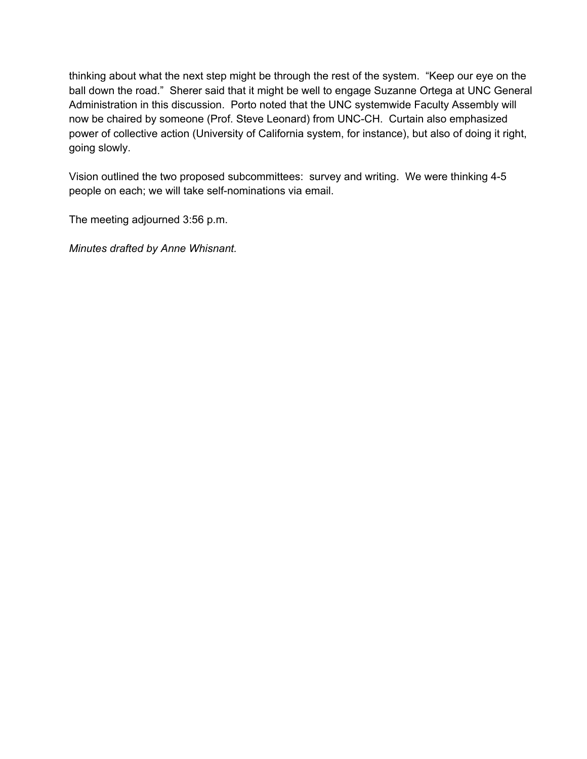thinking about what the next step might be through the rest of the system. "Keep our eye on the ball down the road." Sherer said that it might be well to engage Suzanne Ortega at UNC General Administration in this discussion. Porto noted that the UNC systemwide Faculty Assembly will now be chaired by someone (Prof. Steve Leonard) from UNC-CH. Curtain also emphasized power of collective action (University of California system, for instance), but also of doing it right, going slowly.

Vision outlined the two proposed subcommittees: survey and writing. We were thinking 4-5 people on each; we will take self-nominations via email.

The meeting adjourned 3:56 p.m.

*Minutes drafted by Anne Whisnant.*